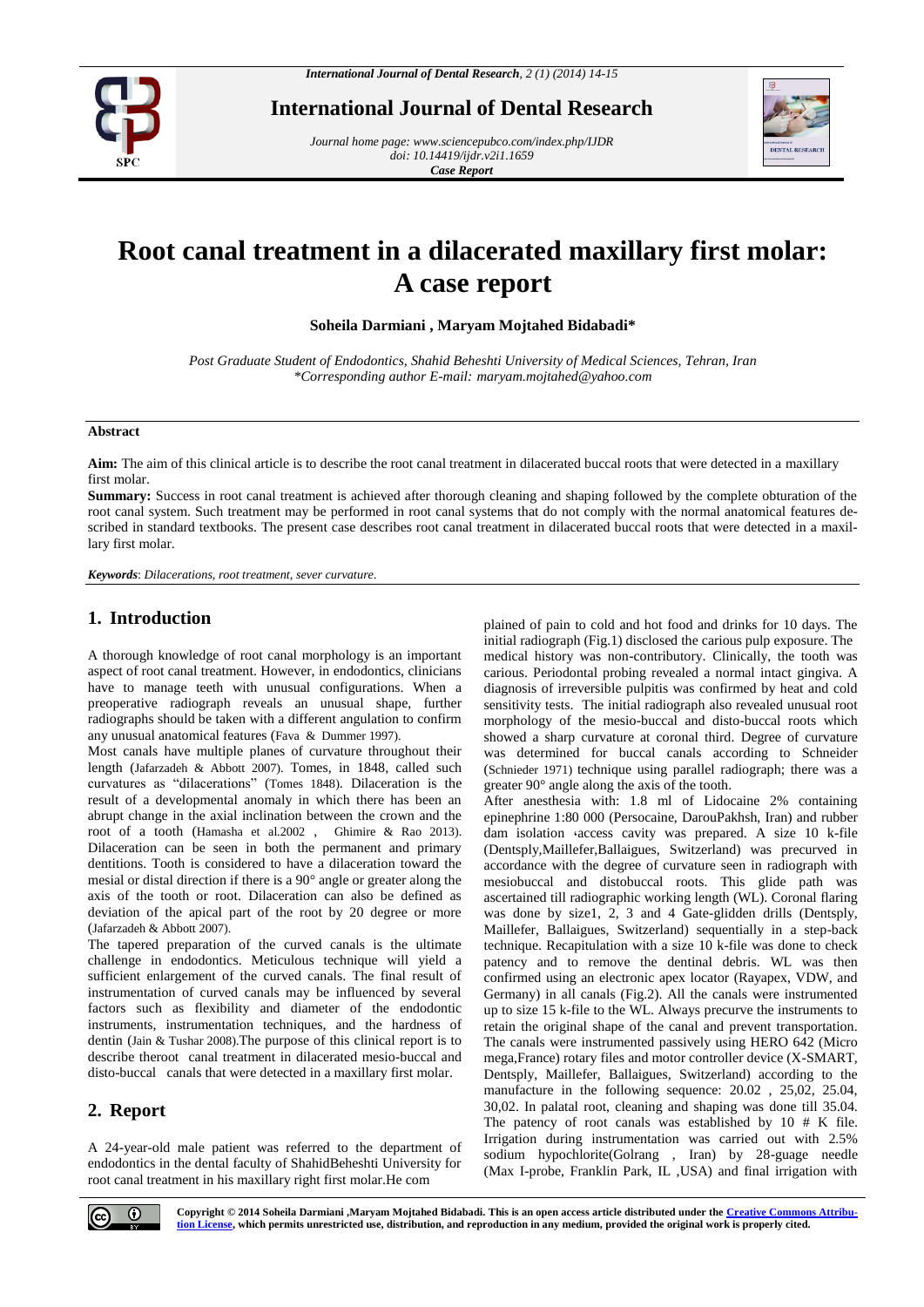# Root canal treatment in a dilacerated maxillary first molar: A case report

**Soheila Darmiani , Maryam Mojtahed Bidabadi\***

*Post Graduate Student of Endodontics, Shahid Beheshti University of Medical Sciences, Tehran, Iran*
*\*Corresponding author E-mail: maryam.mojtahed@yahoo.com*

**Abstract**

**Aim:** The aim of this clinical article is to describe the root canal treatment in dilacerated buccal roots that were detected in a maxillary first molar.

**Summary:** Success in root canal treatment is achieved after thorough cleaning and shaping followed by the complete obturation of the root canal system. Such treatment may be performed in root canal systems that do not comply with the normal anatomical features described in standard textbooks. The present case describes root canal treatment in dilacerated buccal roots that were detected in a maxillary first molar.

***Keywords***: *Dilacerations, root treatment, sever curvature.*

## 1. Introduction

A thorough knowledge of root canal morphology is an important aspect of root canal treatment. However, in endodontics, clinicians have to manage teeth with unusual configurations. When a preoperative radiograph reveals an unusual shape, further radiographs should be taken with a different angulation to confirm any unusual anatomical features (Fava & Dummer 1997).

Most canals have multiple planes of curvature throughout their length (Jafarzadeh & Abbott 2007). Tomes, in 1848, called such curvatures as "dilacerations" (Tomes 1848). Dilaceration is the result of a developmental anomaly in which there has been an abrupt change in the axial inclination between the crown and the root of a tooth (Hamasha et al.2002 , Ghimire & Rao 2013). Dilaceration can be seen in both the permanent and primary dentitions. Tooth is considered to have a dilaceration toward the mesial or distal direction if there is a 90° angle or greater along the axis of the tooth or root. Dilaceration can also be defined as deviation of the apical part of the root by 20 degree or more (Jafarzadeh & Abbott 2007).

The tapered preparation of the curved canals is the ultimate challenge in endodontics. Meticulous technique will yield a sufficient enlargement of the curved canals. The final result of instrumentation of curved canals may be influenced by several factors such as flexibility and diameter of the endodontic instruments, instrumentation techniques, and the hardness of dentin (Jain & Tushar 2008).The purpose of this clinical report is to describe theroot canal treatment in dilacerated mesio-buccal and disto-buccal canals that were detected in a maxillary first molar.

## 2. Report

A 24-year-old male patient was referred to the department of endodontics in the dental faculty of ShahidBeheshti University for root canal treatment in his maxillary right first molar.He complained of pain to cold and hot food and drinks for 10 days. The initial radiograph (Fig.1) disclosed the carious pulp exposure. The medical history was non-contributory. Clinically, the tooth was carious. Periodontal probing revealed a normal intact gingiva. A diagnosis of irreversible pulpitis was confirmed by heat and cold sensitivity tests. The initial radiograph also revealed unusual root morphology of the mesio-buccal and disto-buccal roots which showed a sharp curvature at coronal third. Degree of curvature was determined for buccal canals according to Schneider (Schnieder 1971) technique using parallel radiograph; there was a greater 90° angle along the axis of the tooth.

After anesthesia with: 1.8 ml of Lidocaine 2% containing epinephrine 1:80 000 (Persocaine, DarouPakhsh, Iran) and rubber dam isolation ،access cavity was prepared. A size 10 k-file (Dentsply,Maillefer,Ballaigues, Switzerland) was precurved in accordance with the degree of curvature seen in radiograph with mesiobuccal and distobuccal roots. This glide path was ascertained till radiographic working length (WL). Coronal flaring was done by size1, 2, 3 and 4 Gate-glidden drills (Dentsply, Maillefer, Ballaigues, Switzerland) sequentially in a step-back technique. Recapitulation with a size 10 k-file was done to check patency and to remove the dentinal debris. WL was then confirmed using an electronic apex locator (Rayapex, VDW, and Germany) in all canals (Fig.2). All the canals were instrumented up to size 15 k-file to the WL. Always precurve the instruments to retain the original shape of the canal and prevent transportation. The canals were instrumented passively using HERO 642 (Micro mega,France) rotary files and motor controller device (X-SMART, Dentsply, Maillefer, Ballaigues, Switzerland) according to the manufacture in the following sequence: 20.02 , 25,02, 25.04, 30,02. In palatal root, cleaning and shaping was done till 35.04. The patency of root canals was established by 10 # K file. Irrigation during instrumentation was carried out with 2.5% sodium hypochlorite(Golrang , Iran) by 28-guage needle (Max I-probe, Franklin Park, IL ,USA) and final irrigation with

**Copyright © 2014 Soheila Darmiani ,Maryam Mojtahed Bidabadi. This is an open access article distributed under the Creative Commons Attribution License, which permits unrestricted use, distribution, and reproduction in any medium, provided the original work is properly cited.**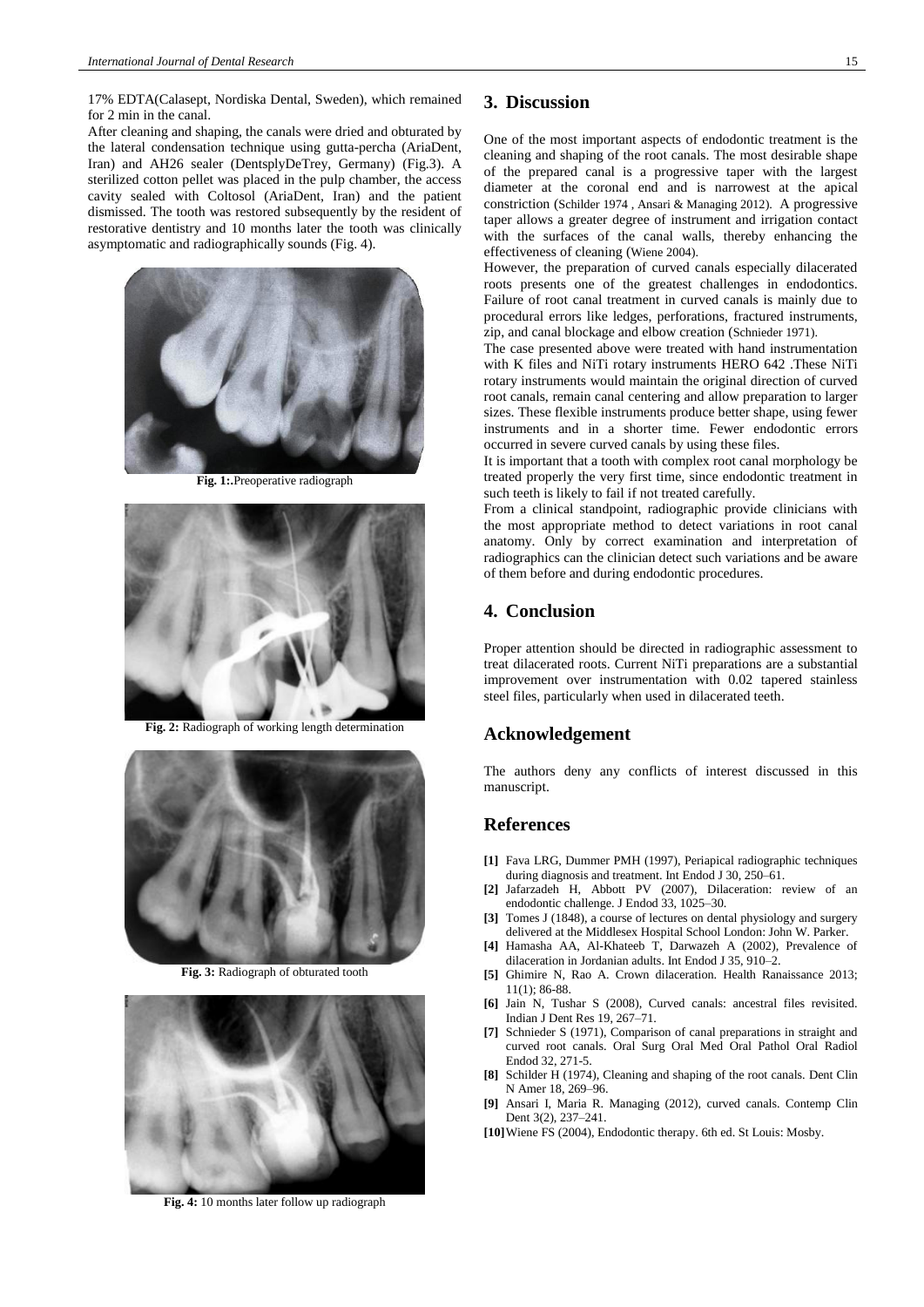17% EDTA(Calasept, Nordiska Dental, Sweden), which remained for 2 min in the canal.

After cleaning and shaping, the canals were dried and obturated by the lateral condensation technique using gutta-percha (AriaDent, Iran) and AH26 sealer (DentsplyDeTrey, Germany) (Fig.3). A sterilized cotton pellet was placed in the pulp chamber, the access cavity sealed with Coltosol (AriaDent, Iran) and the patient dismissed. The tooth was restored subsequently by the resident of restorative dentistry and 10 months later the tooth was clinically asymptomatic and radiographically sounds (Fig. 4).

**Fig. 1:.**Preoperative radiograph

**Fig. 2:** Radiograph of working length determination

**Fig. 3:** Radiograph of obturated tooth

**Fig. 4:** 10 months later follow up radiograph

## 3. Discussion

One of the most important aspects of endodontic treatment is the cleaning and shaping of the root canals. The most desirable shape of the prepared canal is a progressive taper with the largest diameter at the coronal end and is narrowest at the apical constriction (Schilder 1974 , Ansari & Managing 2012). A progressive taper allows a greater degree of instrument and irrigation contact with the surfaces of the canal walls, thereby enhancing the effectiveness of cleaning (Wiene 2004).

However, the preparation of curved canals especially dilacerated roots presents one of the greatest challenges in endodontics. Failure of root canal treatment in curved canals is mainly due to procedural errors like ledges, perforations, fractured instruments, zip, and canal blockage and elbow creation (Schnieder 1971).

The case presented above were treated with hand instrumentation with K files and NiTi rotary instruments HERO 642 .These NiTi rotary instruments would maintain the original direction of curved root canals, remain canal centering and allow preparation to larger sizes. These flexible instruments produce better shape, using fewer instruments and in a shorter time. Fewer endodontic errors occurred in severe curved canals by using these files.

It is important that a tooth with complex root canal morphology be treated properly the very first time, since endodontic treatment in such teeth is likely to fail if not treated carefully.

From a clinical standpoint, radiographic provide clinicians with the most appropriate method to detect variations in root canal anatomy. Only by correct examination and interpretation of radiographics can the clinician detect such variations and be aware of them before and during endodontic procedures.

## 4. Conclusion

Proper attention should be directed in radiographic assessment to treat dilacerated roots. Current NiTi preparations are a substantial improvement over instrumentation with 0.02 tapered stainless steel files, particularly when used in dilacerated teeth.

## Acknowledgement

The authors deny any conflicts of interest discussed in this manuscript.

## References

- **[1]** Fava LRG, Dummer PMH (1997), Periapical radiographic techniques during diagnosis and treatment. Int Endod J 30, 250–61.
- **[2]** Jafarzadeh H, Abbott PV (2007), Dilaceration: review of an endodontic challenge. J Endod 33, 1025–30.
- **[3]** Tomes J (1848), a course of lectures on dental physiology and surgery delivered at the Middlesex Hospital School London: John W. Parker.
- **[4]** Hamasha AA, Al-Khateeb T, Darwazeh A (2002), Prevalence of dilaceration in Jordanian adults. Int Endod J 35, 910–2.
- **[5]** Ghimire N, Rao A. Crown dilaceration. Health Ranaissance 2013; 11(1); 86-88.
- **[6]** Jain N, Tushar S (2008), Curved canals: ancestral files revisited. Indian J Dent Res 19, 267–71.
- **[7]** Schnieder S (1971), Comparison of canal preparations in straight and curved root canals. Oral Surg Oral Med Oral Pathol Oral Radiol Endod 32, 271-5.
- **[8]** Schilder H (1974), Cleaning and shaping of the root canals. Dent Clin N Amer 18, 269–96.
- **[9]** Ansari I, Maria R. Managing (2012), curved canals. Contemp Clin Dent 3(2), 237–241.
- **[10]** Wiene FS (2004), Endodontic therapy. 6th ed. St Louis: Mosby.